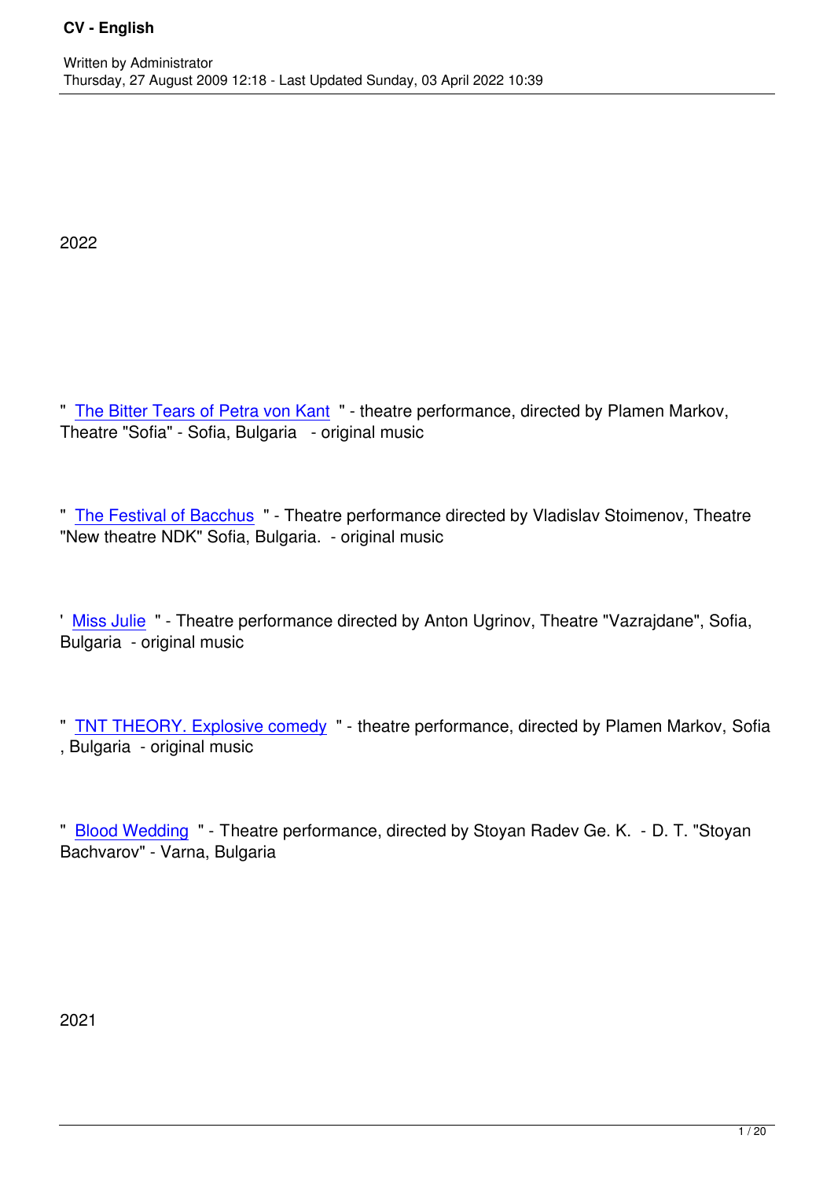## 2022

" The Bitter Tears of Petra von Kant " - theatre performance, directed by Plamen Markov, Theatre "Sofia" - Sofia, Bulgaria - original music

" The Festival of Bacchus " - Theatre performance directed by Vladislav Stoimenov, Theatre "New theatre NDK" Sofia, Bulgaria. - original music

' Miss Julie " - Theatre performance directed by Anton Ugrinov, Theatre "Vazrajdane", Sofia, Bulgaria - original music

" TNT THEORY. Explosive comedy " - theatre performance, directed by Plamen Markov, Sofia , Bulgaria - original music

" Blood Wedding " - Theatre performance, directed by Stoyan Radev Ge. K. - D. T. "Stoyan Bachvarov" - Varna, Bulgaria

## 2021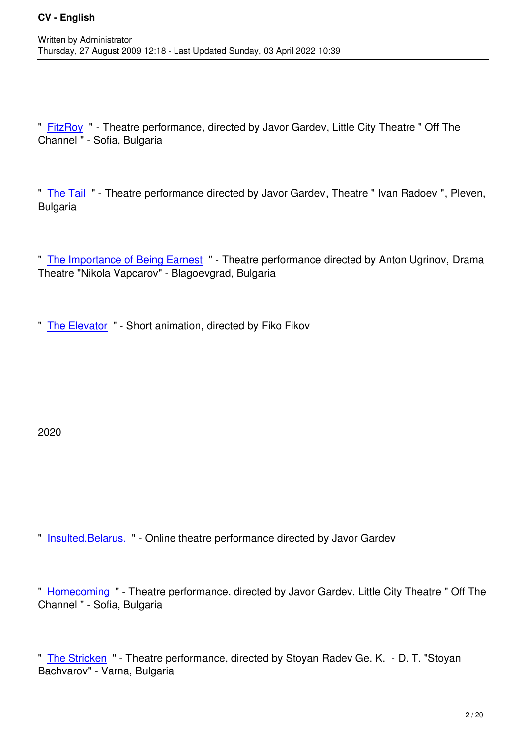" FitzRoy " - Theatre performance, directed by Javor Gardev, Little City Theatre " Off The Channel " - Sofia, Bulgaria

" The Tail " - Theatre performance directed by Javor Gardev, Theatre " Ivan Radoev ", Pleven, Bulgaria

" The Importance of Being Earnest " - Theatre performance directed by Anton Ugrinov, Drama Theatre "Nikola Vapcarov" - Blagoevgrad, Bulgaria

" The Elevator " - Short animation, directed by Fiko Fikov

2020

" Insulted.Belarus. " - Online theatre performance directed by Javor Gardev

" Homecoming " - Theatre performance, directed by Javor Gardev, Little City Theatre " Off The Channel " - Sofia, Bulgaria

" The Stricken " - Theatre performance, directed by Stoyan Radev Ge. K. - D. T. "Stoyan Bachvarov" - Varna, Bulgaria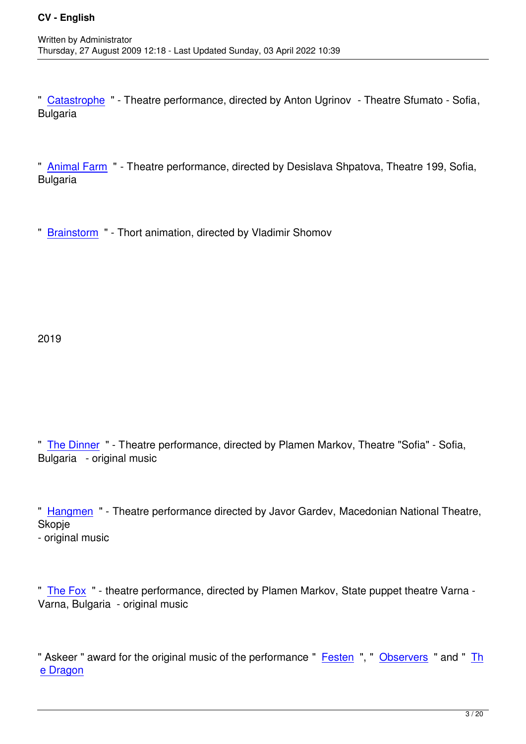" Catastrophe " - Theatre performance, directed by Anton Ugrinov - Theatre Sfumato - Sofia, Bulgaria

" Animal Farm " - Theatre performance, directed by Desislava Shpatova, Theatre 199, Sofia, Bulgaria

" Brainstorm " - Thort animation, directed by Vladimir Shomov

2019

" The Dinner " - Theatre performance, directed by Plamen Markov, Theatre "Sofia" - Sofia, Bulgaria - original music

" Hangmen " - Theatre performance directed by Javor Gardev, Macedonian National Theatre, Skopje
- original music

" The Fox " - theatre performance, directed by Plamen Markov, State puppet theatre Varna - Varna, Bulgaria - original music

" Askeer " award for the original music of the performance " Festen ", " Observers " and " The Dragon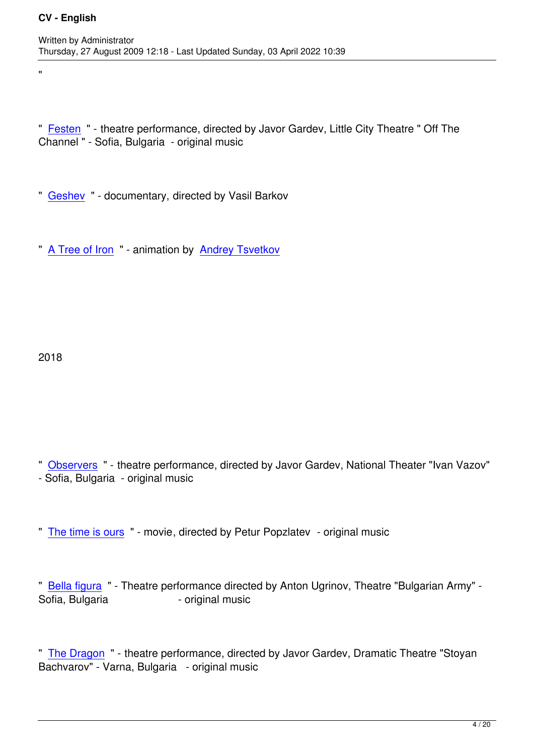"

" Festen " - theatre performance, directed by Javor Gardev, Little City Theatre " Off The Channel " - Sofia, Bulgaria - original music

" Geshev " - documentary, directed by Vasil Barkov

" A Tree of Iron " - animation by Andrey Tsvetkov

2018

" Observers " - theatre performance, directed by Javor Gardev, National Theater "Ivan Vazov" - Sofia, Bulgaria - original music

" The time is ours " - movie, directed by Petur Popzlatev - original music

" Bella figura " - Theatre performance directed by Anton Ugrinov, Theatre "Bulgarian Army" - Sofia, Bulgaria - original music

" The Dragon " - theatre performance, directed by Javor Gardev, Dramatic Theatre "Stoyan Bachvarov" - Varna, Bulgaria - original music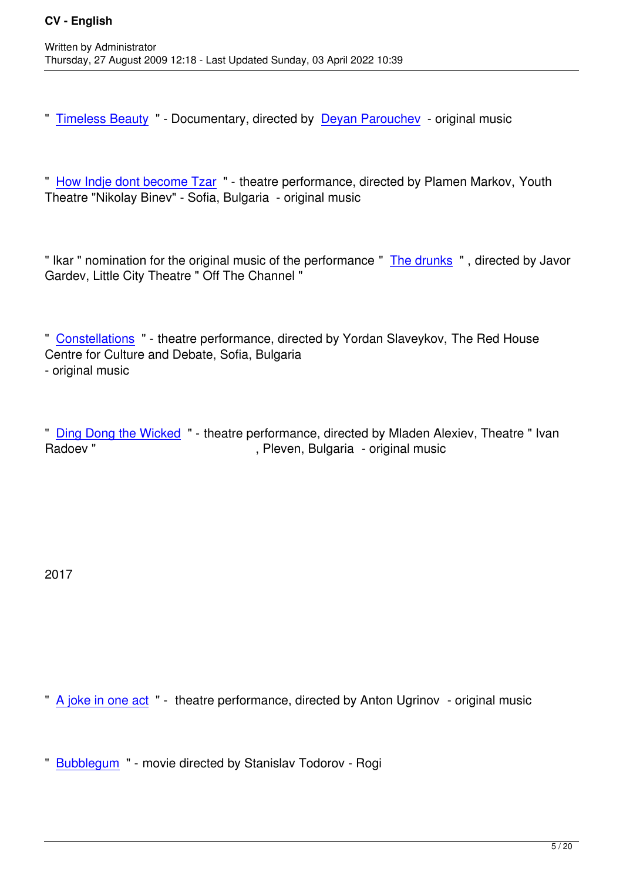" Timeless Beauty " - Documentary, directed by Deyan Parouchev - original music

" How Indje dont become Tzar " - theatre performance, directed by Plamen Markov, Youth Theatre "Nikolay Binev" - Sofia, Bulgaria - original music

" Ikar " nomination for the original music of the performance " The drunks " , directed by Javor Gardev, Little City Theatre " Off The Channel "

" Constellations " - theatre performance, directed by Yordan Slaveykov, The Red House Centre for Culture and Debate, Sofia, Bulgaria
- original music

" Ding Dong the Wicked " - theatre performance, directed by Mladen Alexiev, Theatre " Ivan Radoev " , Pleven, Bulgaria - original music

2017

" A joke in one act " - theatre performance, directed by Anton Ugrinov - original music

" Bubblegum " - movie directed by Stanislav Todorov - Rogi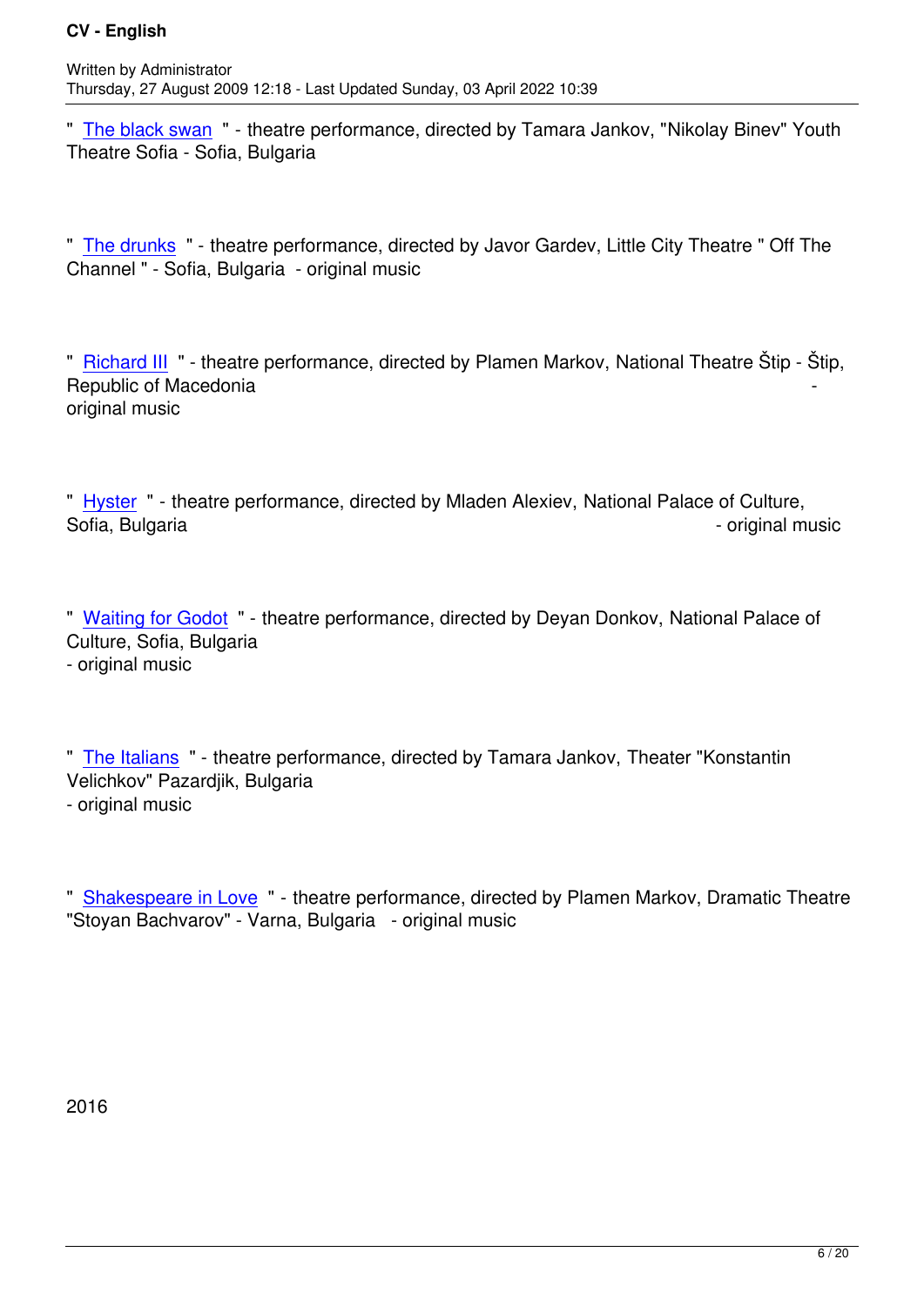" The black swan " - theatre performance, directed by Tamara Jankov, "Nikolay Binev" Youth Theatre Sofia - Sofia, Bulgaria

" The drunks " - theatre performance, directed by Javor Gardev, Little City Theatre " Off The Channel " - Sofia, Bulgaria - original music

" Richard III " - theatre performance, directed by Plamen Markov, National Theatre Štip - Štip, Republic of Macedonia - original music

" Hyster " - theatre performance, directed by Mladen Alexiev, National Palace of Culture, Sofia, Bulgaria - original music

" Waiting for Godot " - theatre performance, directed by Deyan Donkov, National Palace of Culture, Sofia, Bulgaria - original music

" The Italians " - theatre performance, directed by Tamara Jankov, Theater "Konstantin Velichkov" Pazardjik, Bulgaria - original music

" Shakespeare in Love " - theatre performance, directed by Plamen Markov, Dramatic Theatre "Stoyan Bachvarov" - Varna, Bulgaria - original music

2016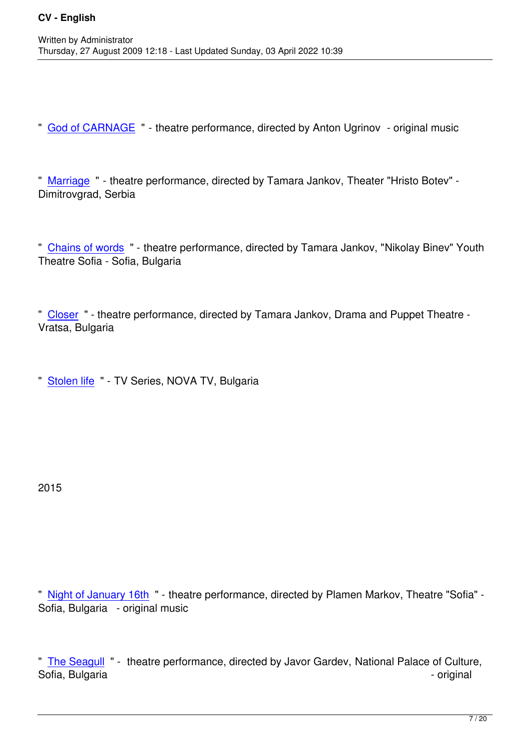" God of CARNAGE " - theatre performance, directed by Anton Ugrinov - original music

" Marriage " - theatre performance, directed by Tamara Jankov, Theater "Hristo Botev" - Dimitrovgrad, Serbia

" Chains of words " - theatre performance, directed by Tamara Jankov, "Nikolay Binev" Youth Theatre Sofia - Sofia, Bulgaria

" Closer " - theatre performance, directed by Tamara Jankov, Drama and Puppet Theatre - Vratsa, Bulgaria

" Stolen life " - TV Series, NOVA TV, Bulgaria

2015

" Night of January 16th " - theatre performance, directed by Plamen Markov, Theatre "Sofia" - Sofia, Bulgaria - original music

" The Seagull " - theatre performance, directed by Javor Gardev, National Palace of Culture, Sofia, Bulgaria - original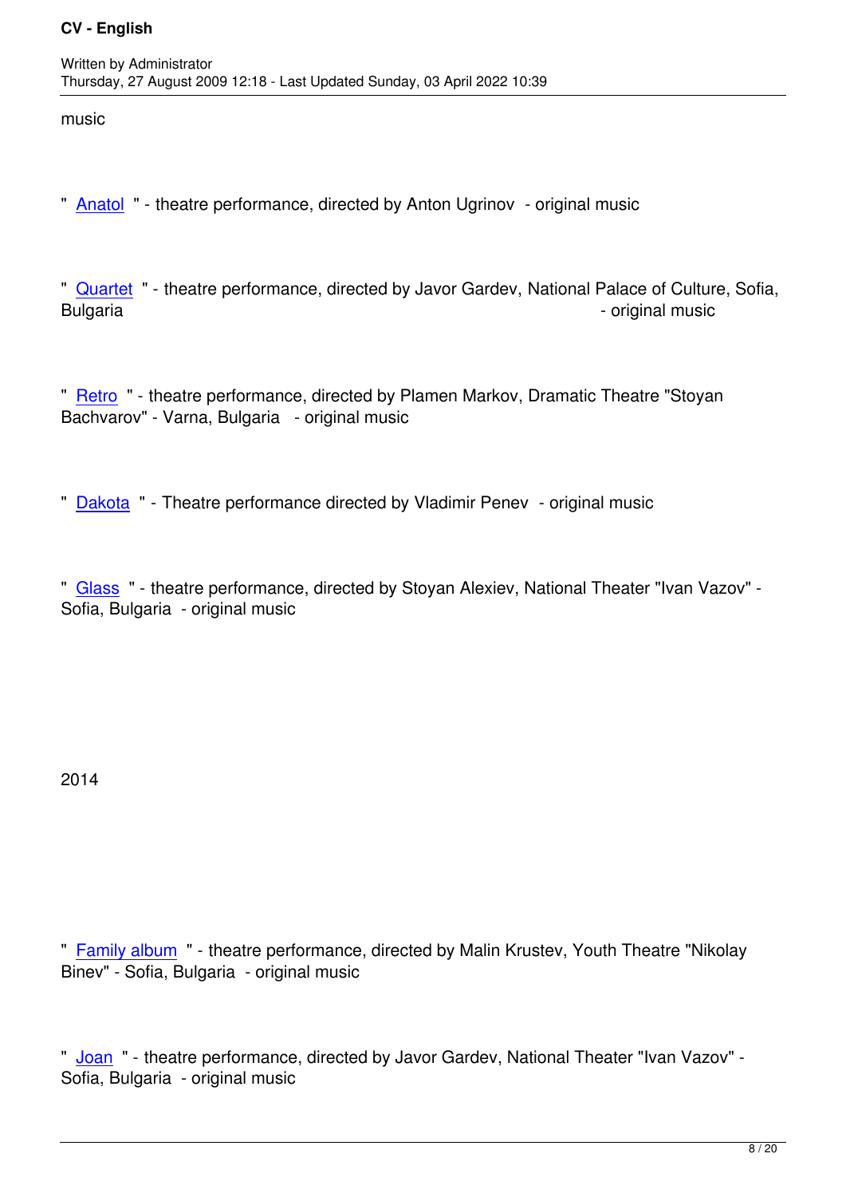music

" Anatol " - theatre performance, directed by Anton Ugrinov - original music

" Quartet " - theatre performance, directed by Javor Gardev, National Palace of Culture, Sofia, Bulgaria - original music

" Retro " - theatre performance, directed by Plamen Markov, Dramatic Theatre "Stoyan Bachvarov" - Varna, Bulgaria - original music

" Dakota " - Theatre performance directed by Vladimir Penev - original music

" Glass " - theatre performance, directed by Stoyan Alexiev, National Theater "Ivan Vazov" - Sofia, Bulgaria - original music

2014

" Family album " - theatre performance, directed by Malin Krustev, Youth Theatre "Nikolay Binev" - Sofia, Bulgaria - original music

" Joan " - theatre performance, directed by Javor Gardev, National Theater "Ivan Vazov" - Sofia, Bulgaria - original music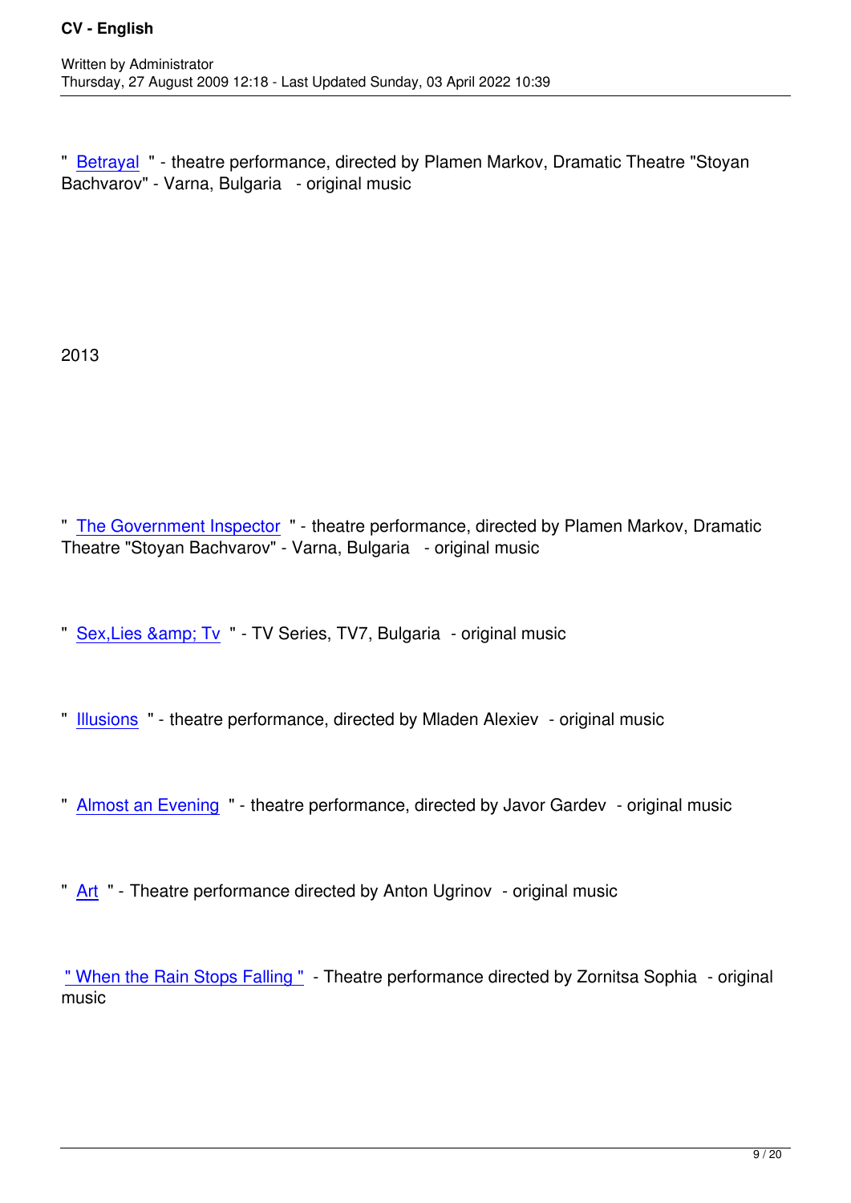" Betrayal " - theatre performance, directed by Plamen Markov, Dramatic Theatre "Stoyan Bachvarov" - Varna, Bulgaria - original music

2013

" The Government Inspector " - theatre performance, directed by Plamen Markov, Dramatic Theatre "Stoyan Bachvarov" - Varna, Bulgaria - original music

" Sex,Lies &amp; Tv " - TV Series, TV7, Bulgaria - original music

" Illusions " - theatre performance, directed by Mladen Alexiev - original music

" Almost an Evening " - theatre performance, directed by Javor Gardev - original music

" Art " - Theatre performance directed by Anton Ugrinov - original music

" When the Rain Stops Falling " - Theatre performance directed by Zornitsa Sophia - original music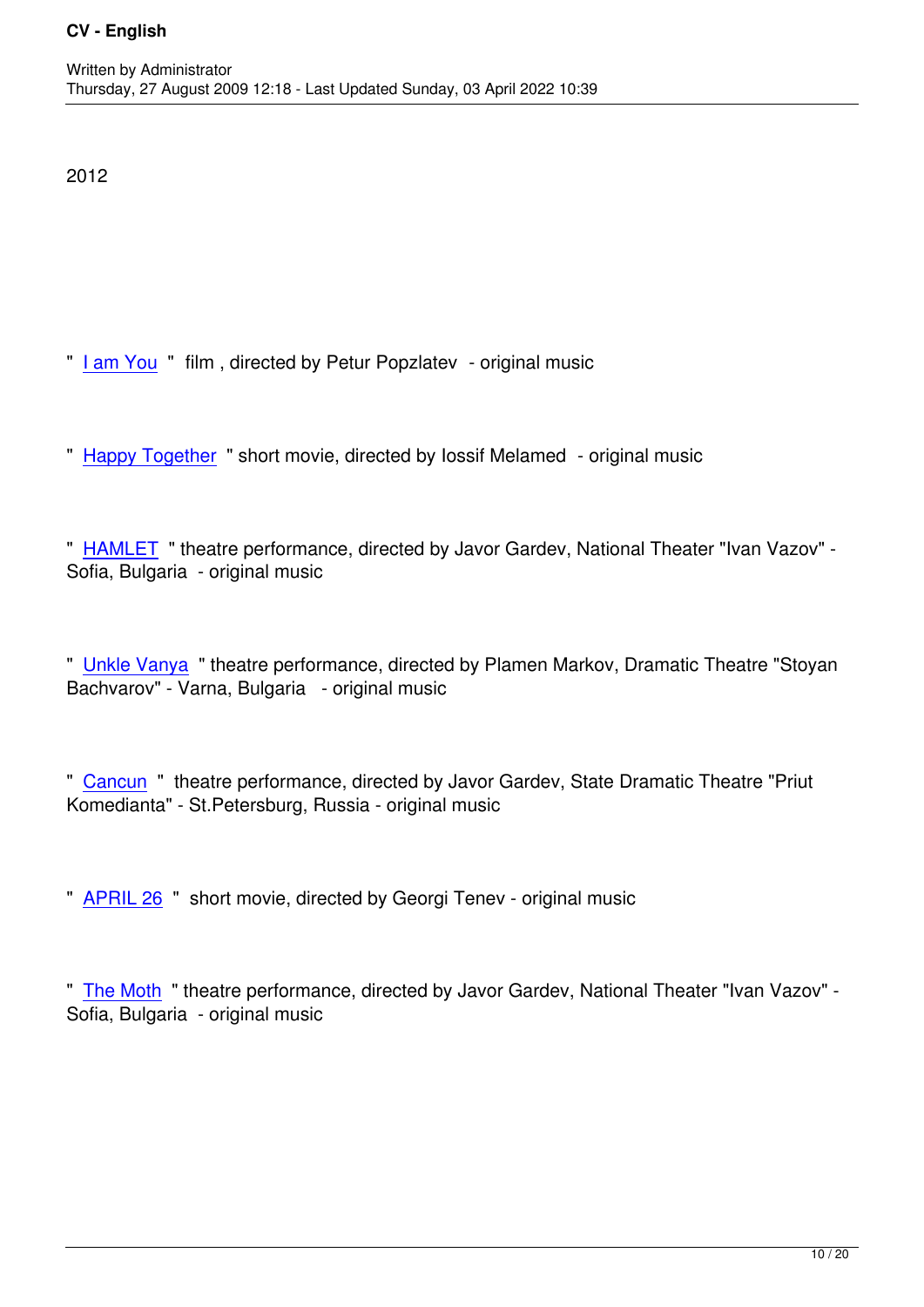2012

" I am You " film , directed by Petur Popzlatev - original music

" Happy Together " short movie, directed by Iossif Melamed - original music

" HAMLET " theatre performance, directed by Javor Gardev, National Theater "Ivan Vazov" - Sofia, Bulgaria - original music

" Unkle Vanya " theatre performance, directed by Plamen Markov, Dramatic Theatre "Stoyan Bachvarov" - Varna, Bulgaria - original music

" Cancun " theatre performance, directed by Javor Gardev, State Dramatic Theatre "Priut Komedianta" - St.Petersburg, Russia - original music

" APRIL 26 " short movie, directed by Georgi Tenev - original music

" The Moth " theatre performance, directed by Javor Gardev, National Theater "Ivan Vazov" - Sofia, Bulgaria - original music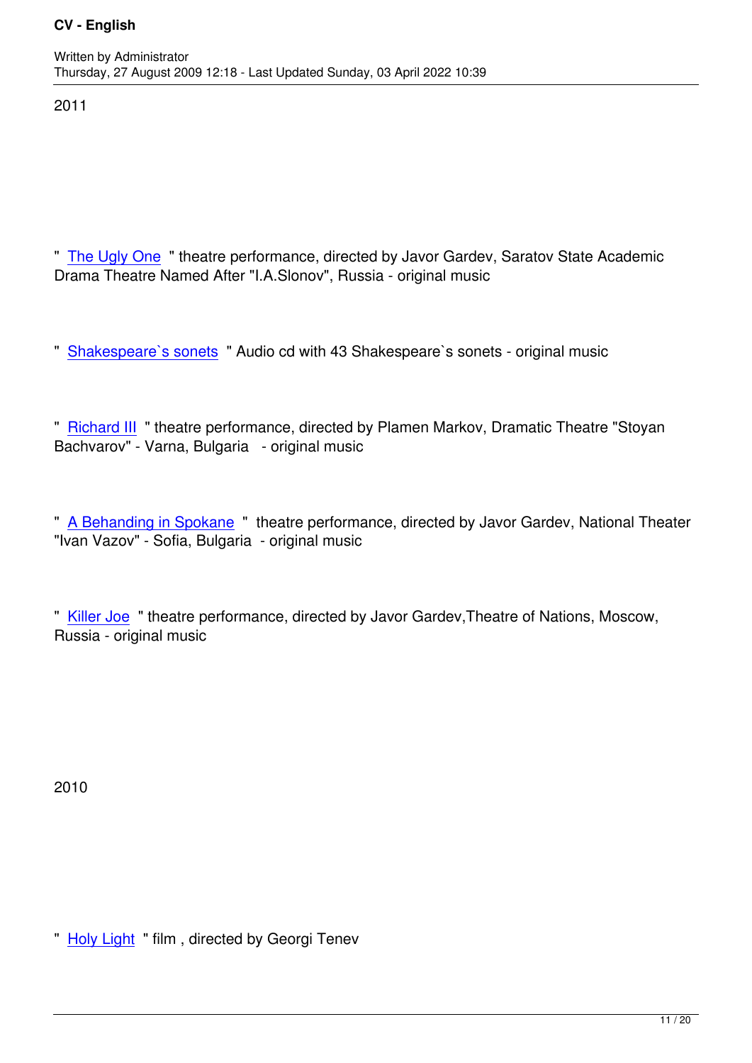2011

" The Ugly One " theatre performance, directed by Javor Gardev, Saratov State Academic Drama Theatre Named After "I.A.Slonov", Russia - original music

" Shakespeare`s sonets " Audio cd with 43 Shakespeare`s sonets - original music

" Richard III " theatre performance, directed by Plamen Markov, Dramatic Theatre "Stoyan Bachvarov" - Varna, Bulgaria - original music

" A Behanding in Spokane " theatre performance, directed by Javor Gardev, National Theater "Ivan Vazov" - Sofia, Bulgaria - original music

" Killer Joe " theatre performance, directed by Javor Gardev,Theatre of Nations, Moscow, Russia - original music

2010

" Holy Light " film , directed by Georgi Tenev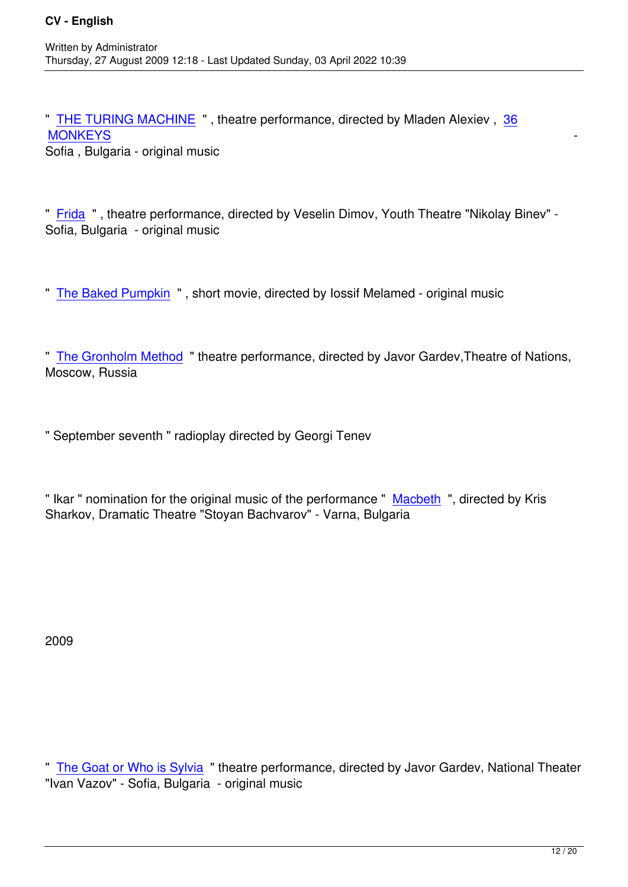" THE TURING MACHINE " , theatre performance, directed by Mladen Alexiev , 36 MONKEYS - Sofia , Bulgaria - original music

" Frida " , theatre performance, directed by Veselin Dimov, Youth Theatre "Nikolay Binev" - Sofia, Bulgaria - original music

" The Baked Pumpkin " , short movie, directed by Iossif Melamed - original music

" The Gronholm Method " theatre performance, directed by Javor Gardev,Theatre of Nations, Moscow, Russia

" September seventh " radioplay directed by Georgi Tenev

" Ikar " nomination for the original music of the performance " Macbeth ", directed by Kris Sharkov, Dramatic Theatre "Stoyan Bachvarov" - Varna, Bulgaria

2009

" The Goat or Who is Sylvia " theatre performance, directed by Javor Gardev, National Theater "Ivan Vazov" - Sofia, Bulgaria - original music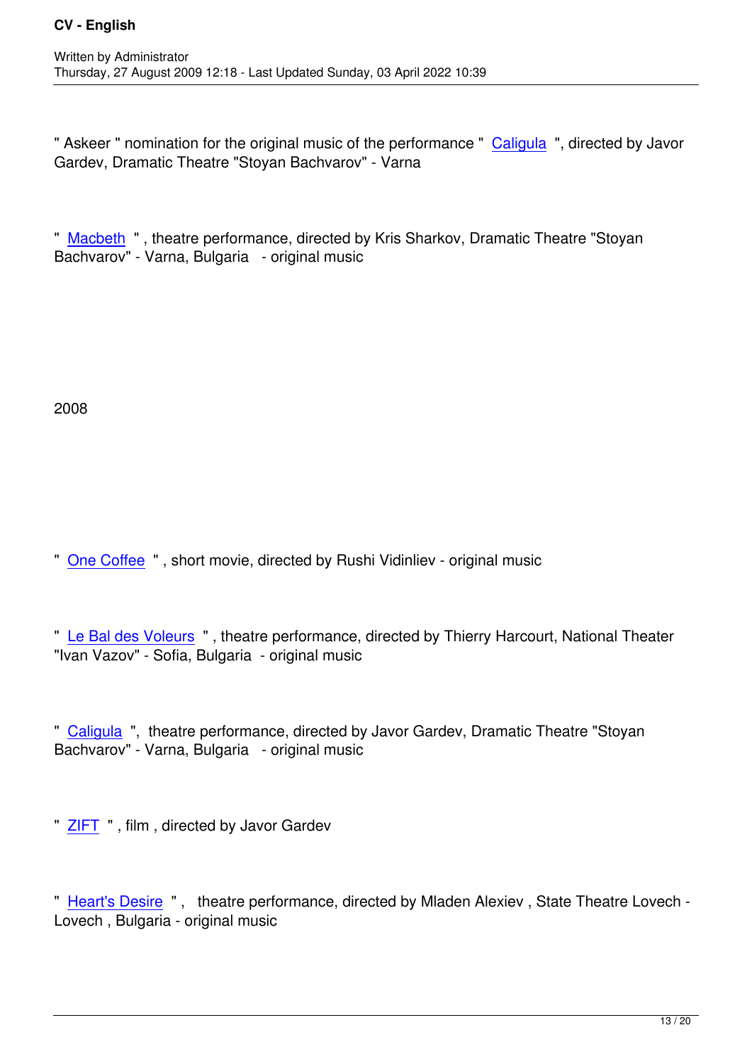" Askeer " nomination for the original music of the performance " Caligula ", directed by Javor Gardev, Dramatic Theatre "Stoyan Bachvarov" - Varna

" Macbeth " , theatre performance, directed by Kris Sharkov, Dramatic Theatre "Stoyan Bachvarov" - Varna, Bulgaria - original music

2008

" One Coffee " , short movie, directed by Rushi Vidinliev - original music

" Le Bal des Voleurs " , theatre performance, directed by Thierry Harcourt, National Theater "Ivan Vazov" - Sofia, Bulgaria - original music

" Caligula ", theatre performance, directed by Javor Gardev, Dramatic Theatre "Stoyan Bachvarov" - Varna, Bulgaria - original music

" ZIFT " , film , directed by Javor Gardev

" Heart's Desire " , theatre performance, directed by Mladen Alexiev , State Theatre Lovech - Lovech , Bulgaria - original music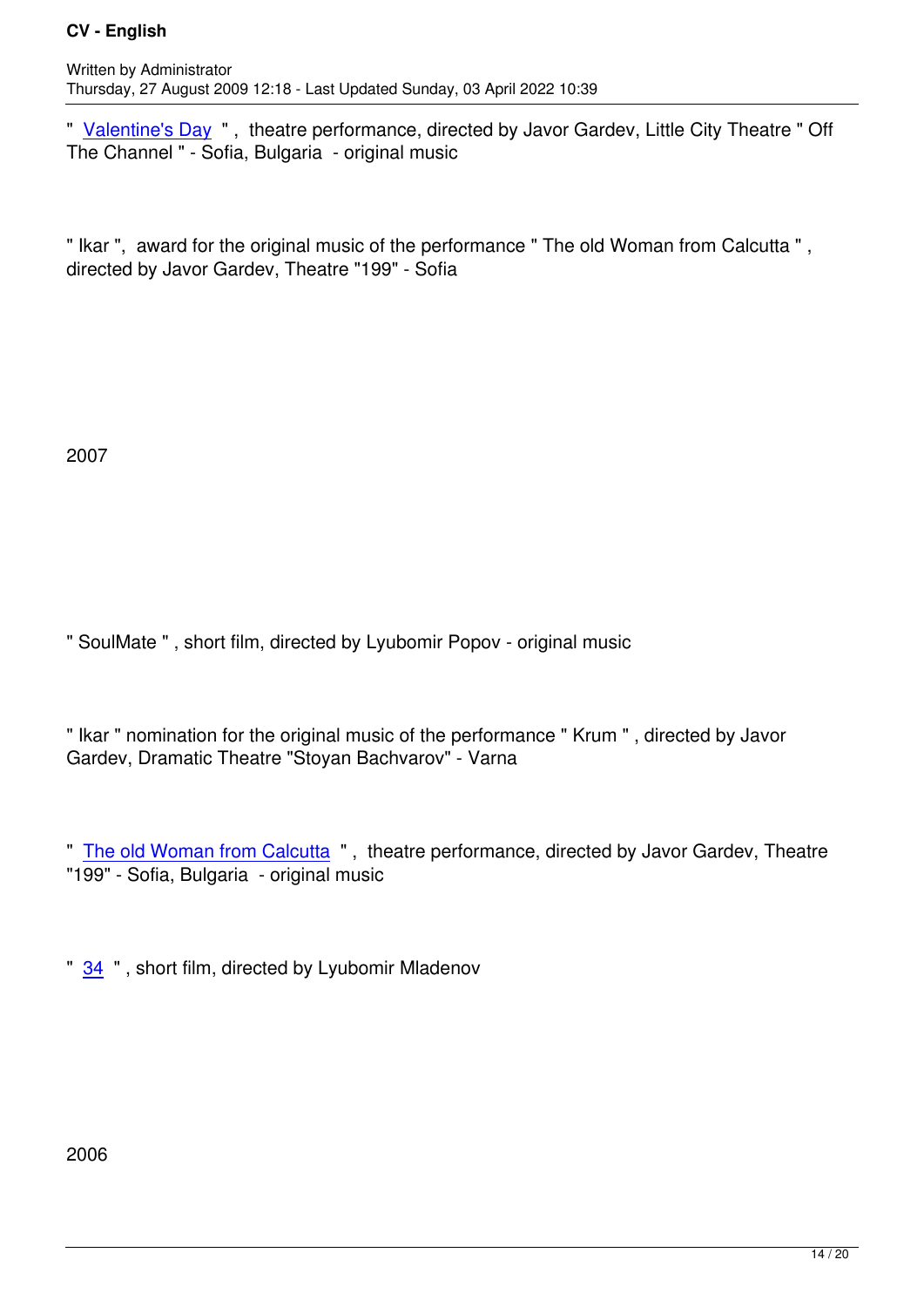" Valentine's Day " ,  theatre performance, directed by Javor Gardev, Little City Theatre " Off The Channel " - Sofia, Bulgaria  - original music

" Ikar ",  award for the original music of the performance " The old Woman from Calcutta " , directed by Javor Gardev, Theatre "199" - Sofia

2007

" SoulMate " , short film, directed by Lyubomir Popov - original music

" Ikar " nomination for the original music of the performance " Krum " , directed by Javor Gardev, Dramatic Theatre "Stoyan Bachvarov" - Varna

" The old Woman from Calcutta " ,  theatre performance, directed by Javor Gardev, Theatre "199" - Sofia, Bulgaria  - original music

" 34 " , short film, directed by Lyubomir Mladenov

2006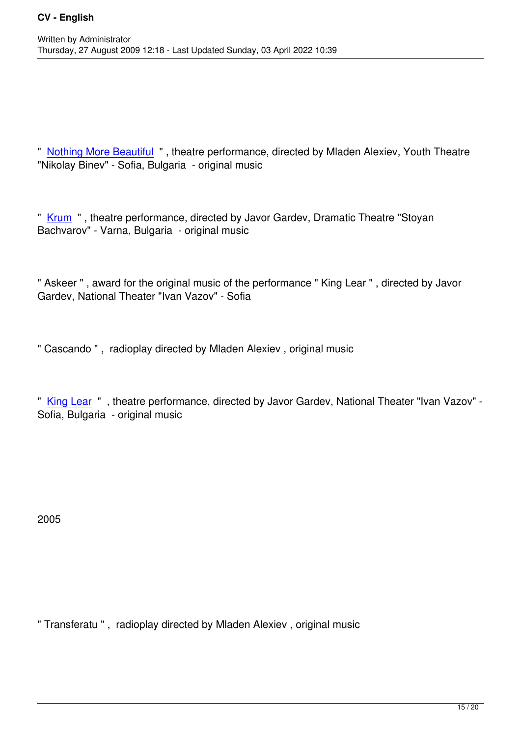" Nothing More Beautiful " , theatre performance, directed by Mladen Alexiev, Youth Theatre "Nikolay Binev" - Sofia, Bulgaria - original music

" Krum " , theatre performance, directed by Javor Gardev, Dramatic Theatre "Stoyan Bachvarov" - Varna, Bulgaria - original music

" Askeer " , award for the original music of the performance " King Lear " , directed by Javor Gardev, National Theater "Ivan Vazov" - Sofia

" Cascando " , radioplay directed by Mladen Alexiev , original music

" King Lear " , theatre performance, directed by Javor Gardev, National Theater "Ivan Vazov" - Sofia, Bulgaria - original music

2005

" Transferatu " , radioplay directed by Mladen Alexiev , original music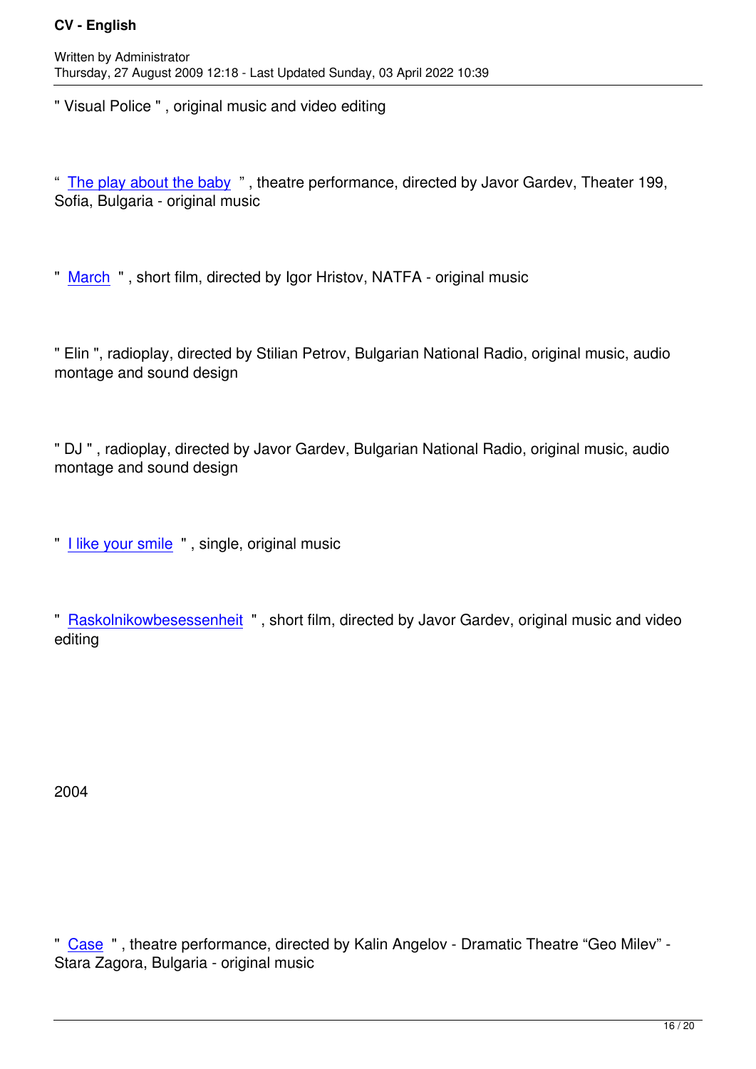" Visual Police " , original music and video editing

" The play about the baby " , theatre performance, directed by Javor Gardev, Theater 199, Sofia, Bulgaria - original music

" March " , short film, directed by Igor Hristov, NATFA - original music

" Elin ", radioplay, directed by Stilian Petrov, Bulgarian National Radio, original music, audio montage and sound design

" DJ " , radioplay, directed by Javor Gardev, Bulgarian National Radio, original music, audio montage and sound design

" I like your smile " , single, original music

" Raskolnikowbesessenheit " , short film, directed by Javor Gardev, original music and video editing

2004

" Case " , theatre performance, directed by Kalin Angelov - Dramatic Theatre “Geo Milev” - Stara Zagora, Bulgaria - original music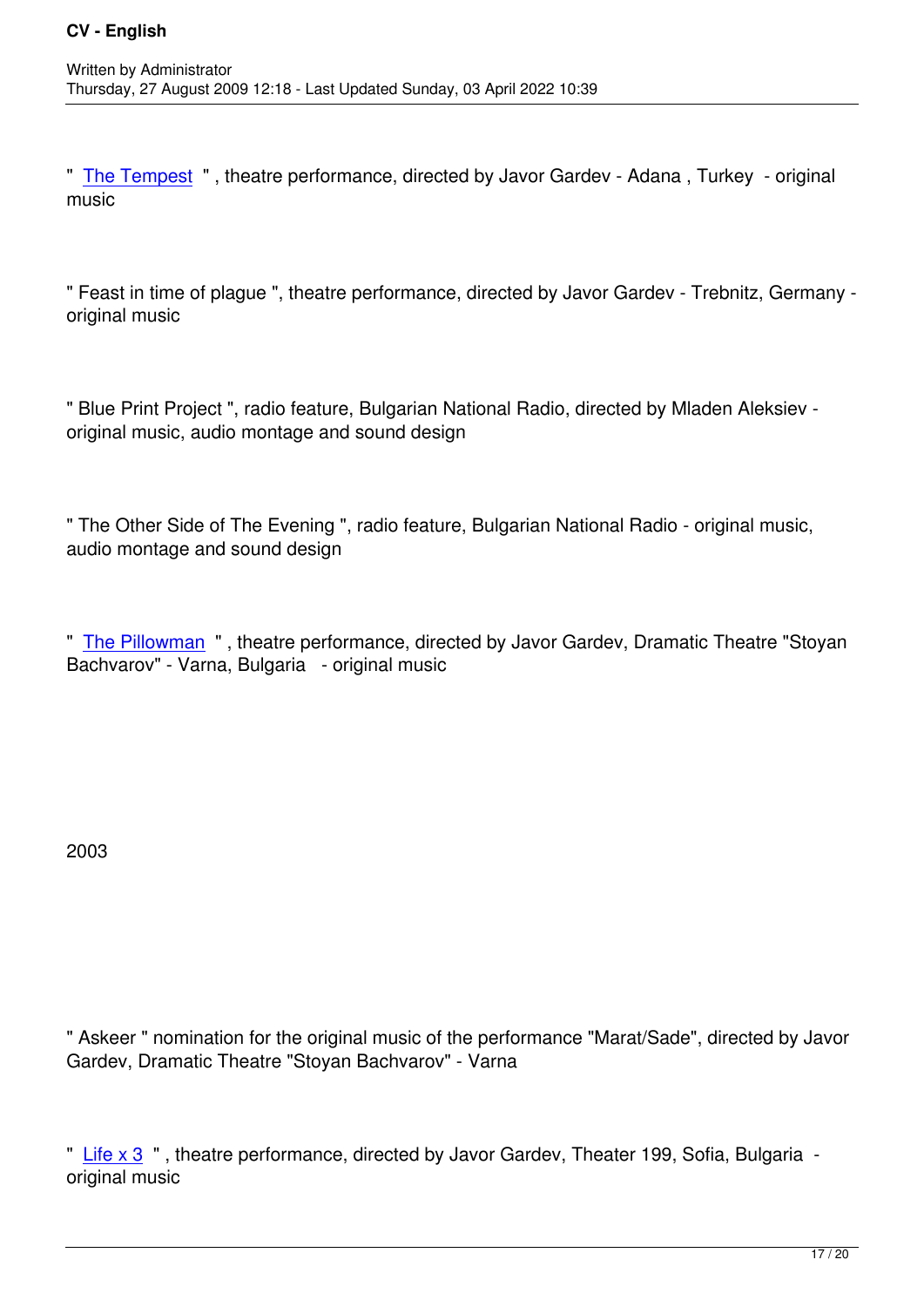" The Tempest " , theatre performance, directed by Javor Gardev - Adana , Turkey - original music

" Feast in time of plague ", theatre performance, directed by Javor Gardev - Trebnitz, Germany - original music

" Blue Print Project ", radio feature, Bulgarian National Radio, directed by Mladen Aleksiev - original music, audio montage and sound design

" The Other Side of The Evening ", radio feature, Bulgarian National Radio - original music, audio montage and sound design

" The Pillowman " , theatre performance, directed by Javor Gardev, Dramatic Theatre "Stoyan Bachvarov" - Varna, Bulgaria - original music

2003

" Askeer " nomination for the original music of the performance "Marat/Sade", directed by Javor Gardev, Dramatic Theatre "Stoyan Bachvarov" - Varna

" Life x 3 " , theatre performance, directed by Javor Gardev, Theater 199, Sofia, Bulgaria - original music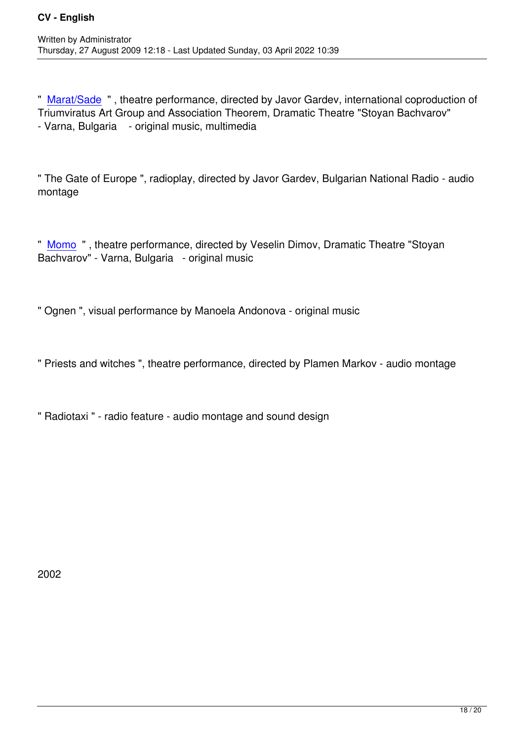" Marat/Sade " , theatre performance, directed by Javor Gardev, international coproduction of Triumviratus Art Group and Association Theorem, Dramatic Theatre "Stoyan Bachvarov" - Varna, Bulgaria - original music, multimedia

" The Gate of Europe ", radioplay, directed by Javor Gardev, Bulgarian National Radio - audio montage

" Momo " , theatre performance, directed by Veselin Dimov, Dramatic Theatre "Stoyan Bachvarov" - Varna, Bulgaria - original music

" Ognen ", visual performance by Manoela Andonova - original music

" Priests and witches ", theatre performance, directed by Plamen Markov - audio montage

" Radiotaxi " - radio feature - audio montage and sound design

2002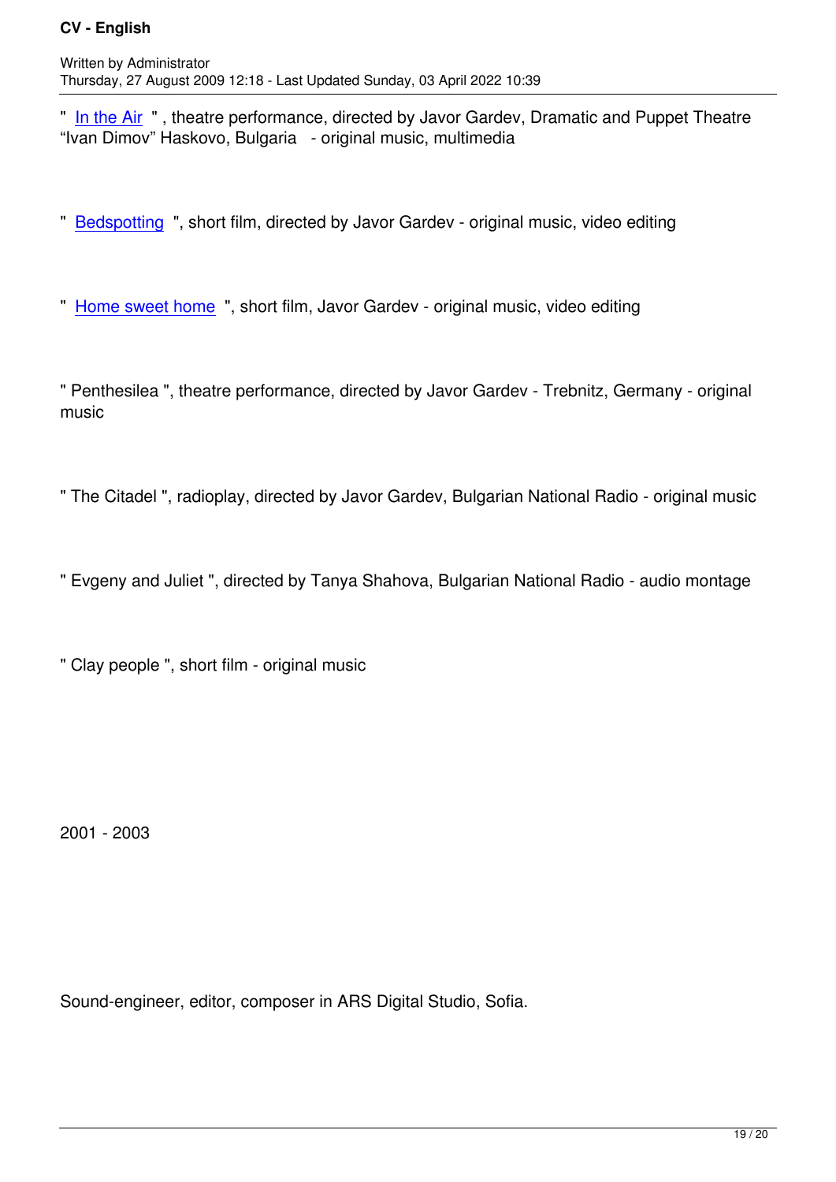" In the Air " , theatre performance, directed by Javor Gardev, Dramatic and Puppet Theatre “Ivan Dimov” Haskovo, Bulgaria - original music, multimedia

" Bedspotting ", short film, directed by Javor Gardev - original music, video editing

" Home sweet home ", short film, Javor Gardev - original music, video editing

" Penthesilea ", theatre performance, directed by Javor Gardev - Trebnitz, Germany - original music

" The Citadel ", radioplay, directed by Javor Gardev, Bulgarian National Radio - original music

" Evgeny and Juliet ", directed by Tanya Shahova, Bulgarian National Radio - audio montage

" Clay people ", short film - original music

2001 - 2003

Sound-engineer, editor, composer in ARS Digital Studio, Sofia.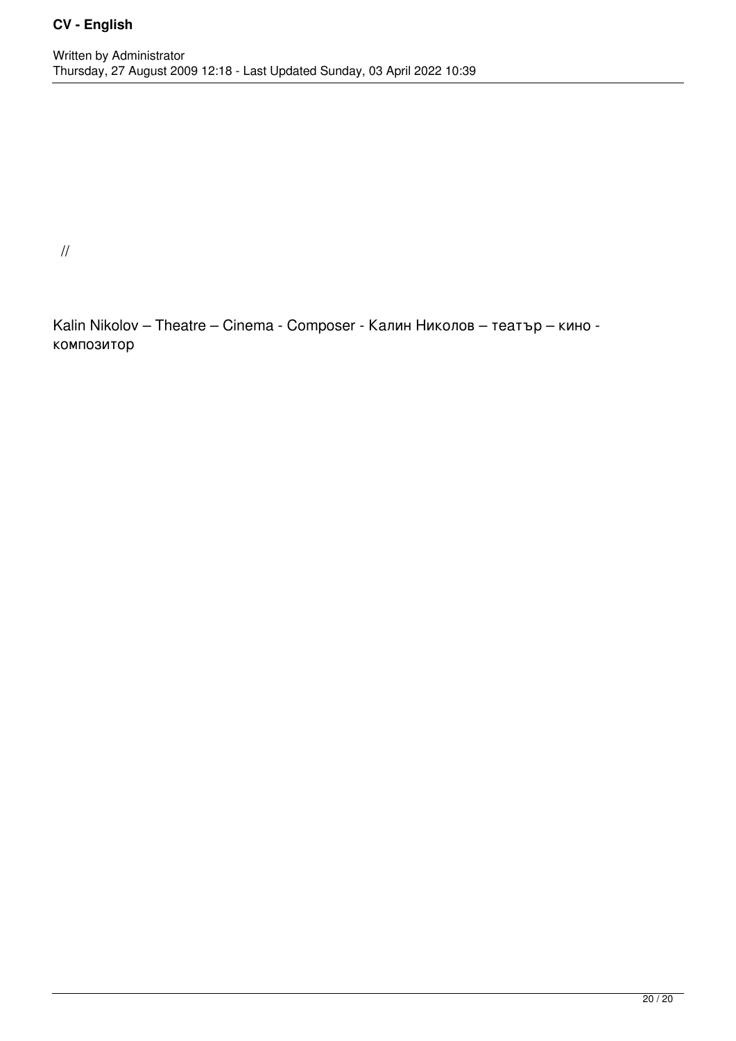//

Kalin Nikolov – Theatre – Cinema - Composer - Калин Николов – театър – кино - композитор